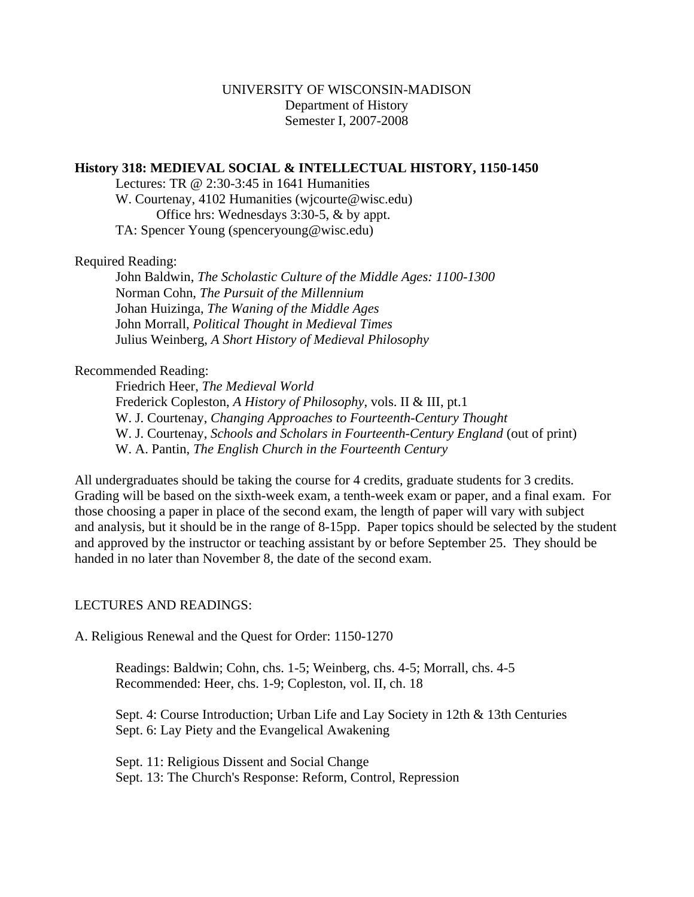UNIVERSITY OF WISCONSIN-MADISON
Department of History
Semester I, 2007-2008

**History 318: MEDIEVAL SOCIAL & INTELLECTUAL HISTORY, 1150-1450**

Lectures: TR @ 2:30-3:45 in 1641 Humanities
W. Courtenay, 4102 Humanities (wjcourte@wisc.edu)
Office hrs: Wednesdays 3:30-5, & by appt.
TA: Spencer Young (spenceryoung@wisc.edu)

Required Reading:

John Baldwin, *The Scholastic Culture of the Middle Ages: 1100-1300*
Norman Cohn, *The Pursuit of the Millennium*
Johan Huizinga, *The Waning of the Middle Ages*
John Morrall, *Political Thought in Medieval Times*
Julius Weinberg, *A Short History of Medieval Philosophy*

Recommended Reading:

Friedrich Heer, *The Medieval World*
Frederick Copleston, *A History of Philosophy*, vols. II & III, pt.1
W. J. Courtenay, *Changing Approaches to Fourteenth-Century Thought*
W. J. Courtenay, *Schools and Scholars in Fourteenth-Century England* (out of print)
W. A. Pantin, *The English Church in the Fourteenth Century*

All undergraduates should be taking the course for 4 credits, graduate students for 3 credits. Grading will be based on the sixth-week exam, a tenth-week exam or paper, and a final exam. For those choosing a paper in place of the second exam, the length of paper will vary with subject and analysis, but it should be in the range of 8-15pp. Paper topics should be selected by the student and approved by the instructor or teaching assistant by or before September 25. They should be handed in no later than November 8, the date of the second exam.

LECTURES AND READINGS:

A. Religious Renewal and the Quest for Order: 1150-1270

Readings: Baldwin; Cohn, chs. 1-5; Weinberg, chs. 4-5; Morrall, chs. 4-5
Recommended: Heer, chs. 1-9; Copleston, vol. II, ch. 18

Sept. 4: Course Introduction; Urban Life and Lay Society in 12th & 13th Centuries
Sept. 6: Lay Piety and the Evangelical Awakening

Sept. 11: Religious Dissent and Social Change
Sept. 13: The Church's Response: Reform, Control, Repression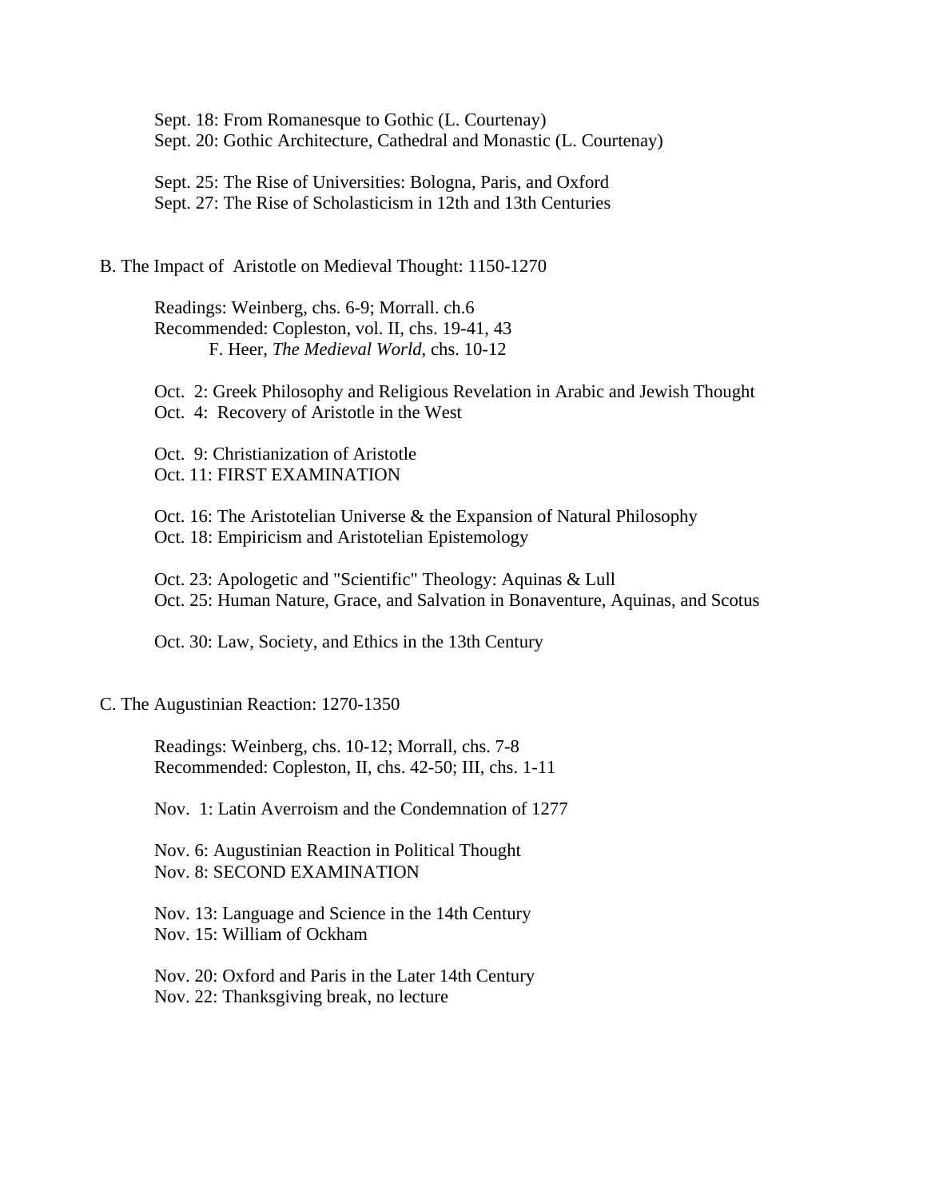Sept. 18: From Romanesque to Gothic (L. Courtenay)
Sept. 20: Gothic Architecture, Cathedral and Monastic (L. Courtenay)

Sept. 25: The Rise of Universities: Bologna, Paris, and Oxford
Sept. 27: The Rise of Scholasticism in 12th and 13th Centuries

## B. The Impact of Aristotle on Medieval Thought: 1150-1270

Readings: Weinberg, chs. 6-9; Morrall. ch.6
Recommended: Copleston, vol. II, chs. 19-41, 43
F. Heer, *The Medieval World*, chs. 10-12

Oct. 2: Greek Philosophy and Religious Revelation in Arabic and Jewish Thought
Oct. 4: Recovery of Aristotle in the West

Oct. 9: Christianization of Aristotle
Oct. 11: FIRST EXAMINATION

Oct. 16: The Aristotelian Universe & the Expansion of Natural Philosophy
Oct. 18: Empiricism and Aristotelian Epistemology

Oct. 23: Apologetic and "Scientific" Theology: Aquinas & Lull
Oct. 25: Human Nature, Grace, and Salvation in Bonaventure, Aquinas, and Scotus

Oct. 30: Law, Society, and Ethics in the 13th Century

## C. The Augustinian Reaction: 1270-1350

Readings: Weinberg, chs. 10-12; Morrall, chs. 7-8
Recommended: Copleston, II, chs. 42-50; III, chs. 1-11

Nov. 1: Latin Averroism and the Condemnation of 1277

Nov. 6: Augustinian Reaction in Political Thought
Nov. 8: SECOND EXAMINATION

Nov. 13: Language and Science in the 14th Century
Nov. 15: William of Ockham

Nov. 20: Oxford and Paris in the Later 14th Century
Nov. 22: Thanksgiving break, no lecture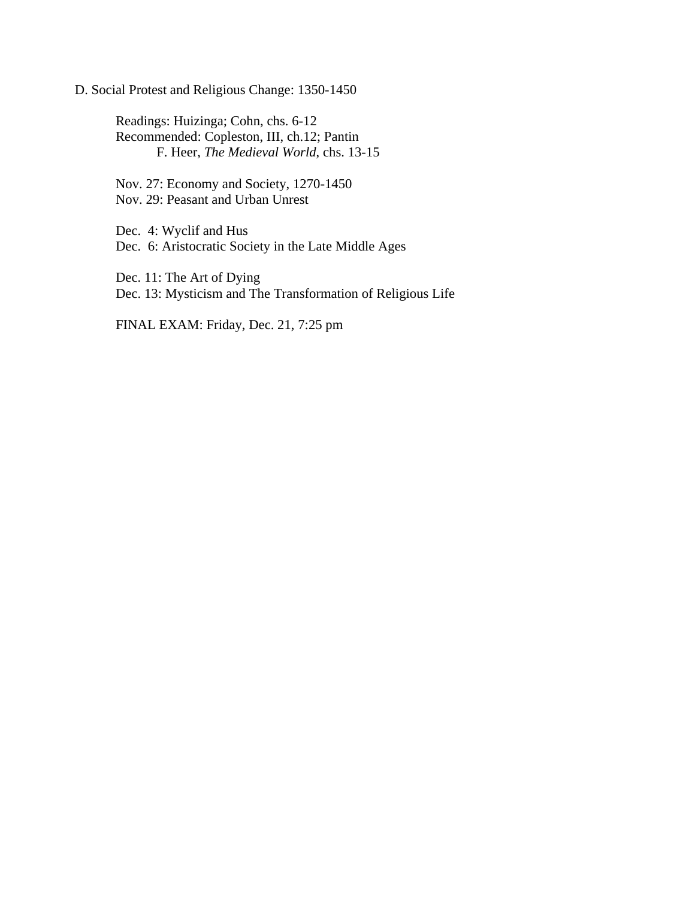D. Social Protest and Religious Change: 1350-1450

Readings: Huizinga; Cohn, chs. 6-12
Recommended: Copleston, III, ch.12; Pantin
F. Heer, *The Medieval World*, chs. 13-15

Nov. 27: Economy and Society, 1270-1450
Nov. 29: Peasant and Urban Unrest

Dec. 4: Wyclif and Hus
Dec. 6: Aristocratic Society in the Late Middle Ages

Dec. 11: The Art of Dying
Dec. 13: Mysticism and The Transformation of Religious Life

FINAL EXAM: Friday, Dec. 21, 7:25 pm